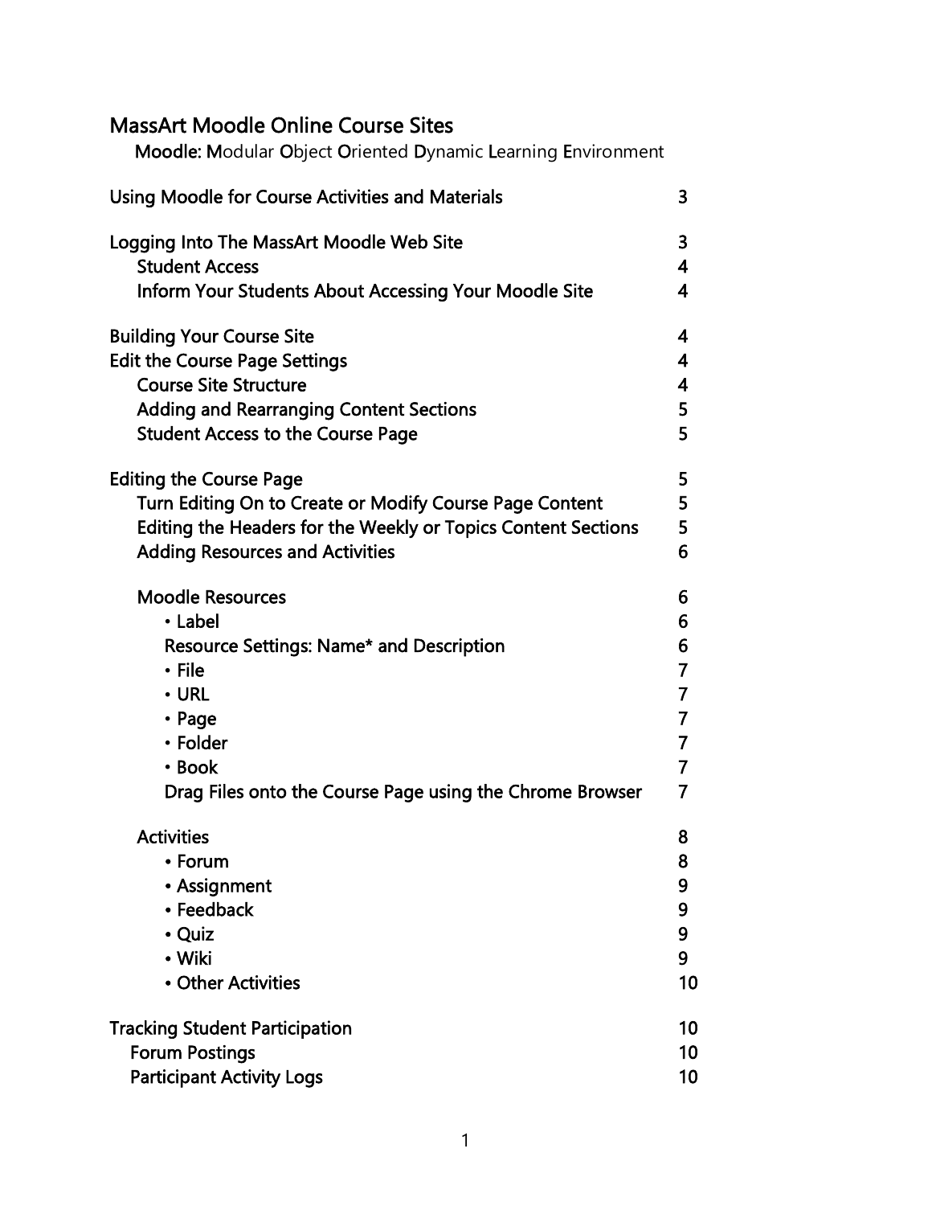# MassArt Moodle Online Course Sites

**Moodle:** **M**odular **O**bject **O**riented **D**ynamic **L**earning **E**nvironment

| | |
|---|---|
| Using Moodle for Course Activities and Materials | 3 |
| | |
| Logging Into The MassArt Moodle Web Site | 3 |
| Student Access | 4 |
| Inform Your Students About Accessing Your Moodle Site | 4 |
| | |
| Building Your Course Site | 4 |
| Edit the Course Page Settings | 4 |
| Course Site Structure | 4 |
| Adding and Rearranging Content Sections | 5 |
| Student Access to the Course Page | 5 |
| | |
| Editing the Course Page | 5 |
| Turn Editing On to Create or Modify Course Page Content | 5 |
| Editing the Headers for the Weekly or Topics Content Sections | 5 |
| Adding Resources and Activities | 6 |
| | |
| Moodle Resources | 6 |
| • Label | 6 |
| Resource Settings: Name* and Description | 6 |
| • File | 7 |
| • URL | 7 |
| • Page | 7 |
| • Folder | 7 |
| • Book | 7 |
| Drag Files onto the Course Page using the Chrome Browser | 7 |
| | |
| Activities | 8 |
| • Forum | 8 |
| • Assignment | 9 |
| • Feedback | 9 |
| • Quiz | 9 |
| • Wiki | 9 |
| • Other Activities | 10 |
| | |
| Tracking Student Participation | 10 |
| Forum Postings | 10 |
| Participant Activity Logs | 10 |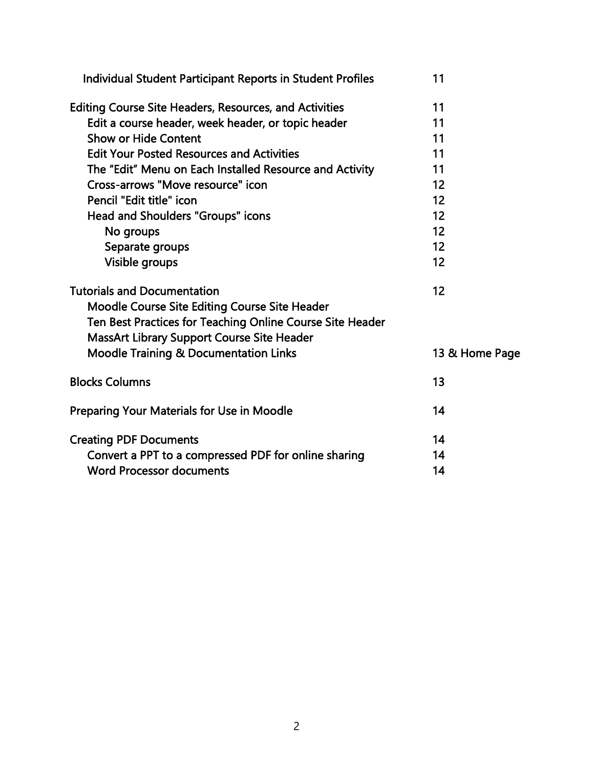| | |
|---|---|
| Individual Student Participant Reports in Student Profiles | 11 |
| | |
| Editing Course Site Headers, Resources, and Activities | 11 |
| Edit a course header, week header, or topic header | 11 |
| Show or Hide Content | 11 |
| Edit Your Posted Resources and Activities | 11 |
| The “Edit” Menu on Each Installed Resource and Activity | 11 |
| Cross-arrows "Move resource" icon | 12 |
| Pencil "Edit title" icon | 12 |
| Head and Shoulders "Groups" icons | 12 |
| No groups | 12 |
| Separate groups | 12 |
| Visible groups | 12 |
| | |
| Tutorials and Documentation | 12 |
| Moodle Course Site Editing Course Site Header | |
| Ten Best Practices for Teaching Online Course Site Header | |
| MassArt Library Support Course Site Header | |
| Moodle Training & Documentation Links | 13 & Home Page |
| | |
| Blocks Columns | 13 |
| | |
| Preparing Your Materials for Use in Moodle | 14 |
| | |
| Creating PDF Documents | 14 |
| Convert a PPT to a compressed PDF for online sharing | 14 |
| Word Processor documents | 14 |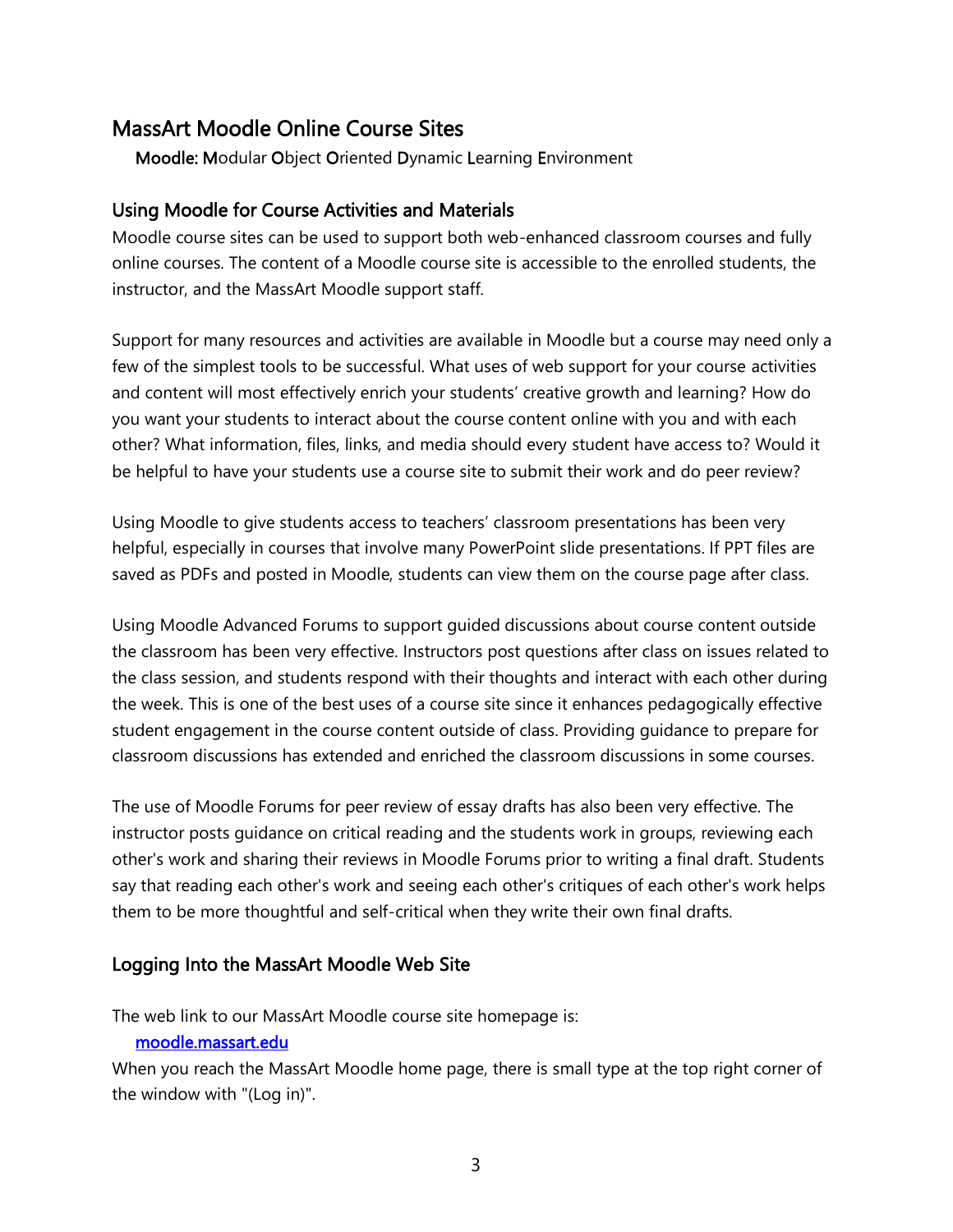# MassArt Moodle Online Course Sites

**Moodle: M**odular **O**bject **O**riented **D**ynamic **L**earning **E**nvironment

## Using Moodle for Course Activities and Materials

Moodle course sites can be used to support both web-enhanced classroom courses and fully online courses. The content of a Moodle course site is accessible to the enrolled students, the instructor, and the MassArt Moodle support staff.

Support for many resources and activities are available in Moodle but a course may need only a few of the simplest tools to be successful. What uses of web support for your course activities and content will most effectively enrich your students' creative growth and learning? How do you want your students to interact about the course content online with you and with each other? What information, files, links, and media should every student have access to? Would it be helpful to have your students use a course site to submit their work and do peer review?

Using Moodle to give students access to teachers' classroom presentations has been very helpful, especially in courses that involve many PowerPoint slide presentations. If PPT files are saved as PDFs and posted in Moodle, students can view them on the course page after class.

Using Moodle Advanced Forums to support guided discussions about course content outside the classroom has been very effective. Instructors post questions after class on issues related to the class session, and students respond with their thoughts and interact with each other during the week. This is one of the best uses of a course site since it enhances pedagogically effective student engagement in the course content outside of class. Providing guidance to prepare for classroom discussions has extended and enriched the classroom discussions in some courses.

The use of Moodle Forums for peer review of essay drafts has also been very effective. The instructor posts guidance on critical reading and the students work in groups, reviewing each other's work and sharing their reviews in Moodle Forums prior to writing a final draft. Students say that reading each other's work and seeing each other's critiques of each other's work helps them to be more thoughtful and self-critical when they write their own final drafts.

## Logging Into the MassArt Moodle Web Site

The web link to our MassArt Moodle course site homepage is:

[moodle.massart.edu](moodle.massart.edu)

When you reach the MassArt Moodle home page, there is small type at the top right corner of the window with "(Log in)".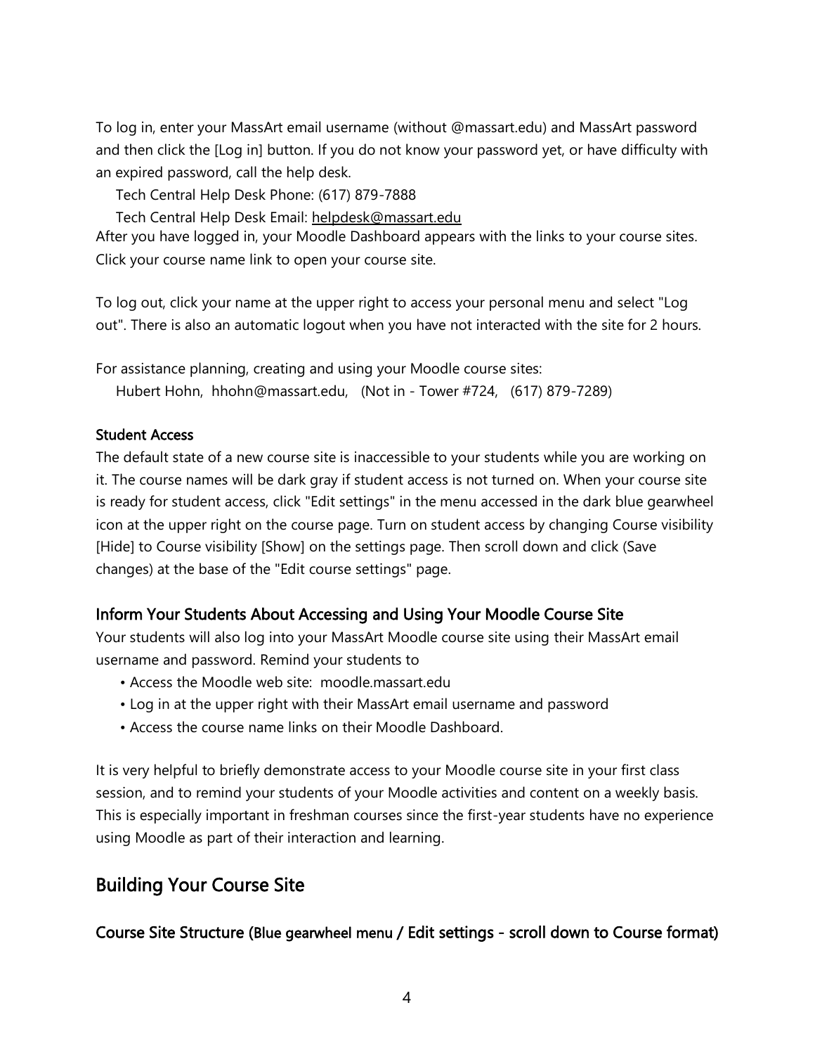To log in, enter your MassArt email username (without @massart.edu) and MassArt password and then click the [Log in] button. If you do not know your password yet, or have difficulty with an expired password, call the help desk.

Tech Central Help Desk Phone: (617) 879-7888

Tech Central Help Desk Email: helpdesk@massart.edu

After you have logged in, your Moodle Dashboard appears with the links to your course sites. Click your course name link to open your course site.

To log out, click your name at the upper right to access your personal menu and select "Log out". There is also an automatic logout when you have not interacted with the site for 2 hours.

For assistance planning, creating and using your Moodle course sites:

Hubert Hohn, hhohn@massart.edu, (Not in - Tower #724, (617) 879-7289)

#### Student Access

The default state of a new course site is inaccessible to your students while you are working on it. The course names will be dark gray if student access is not turned on. When your course site is ready for student access, click "Edit settings" in the menu accessed in the dark blue gearwheel icon at the upper right on the course page. Turn on student access by changing Course visibility [Hide] to Course visibility [Show] on the settings page. Then scroll down and click (Save changes) at the base of the "Edit course settings" page.

### Inform Your Students About Accessing and Using Your Moodle Course Site

Your students will also log into your MassArt Moodle course site using their MassArt email username and password. Remind your students to

- Access the Moodle web site: moodle.massart.edu
- Log in at the upper right with their MassArt email username and password
- Access the course name links on their Moodle Dashboard.

It is very helpful to briefly demonstrate access to your Moodle course site in your first class session, and to remind your students of your Moodle activities and content on a weekly basis. This is especially important in freshman courses since the first-year students have no experience using Moodle as part of their interaction and learning.

## Building Your Course Site

### Course Site Structure (Blue gearwheel menu / Edit settings - scroll down to Course format)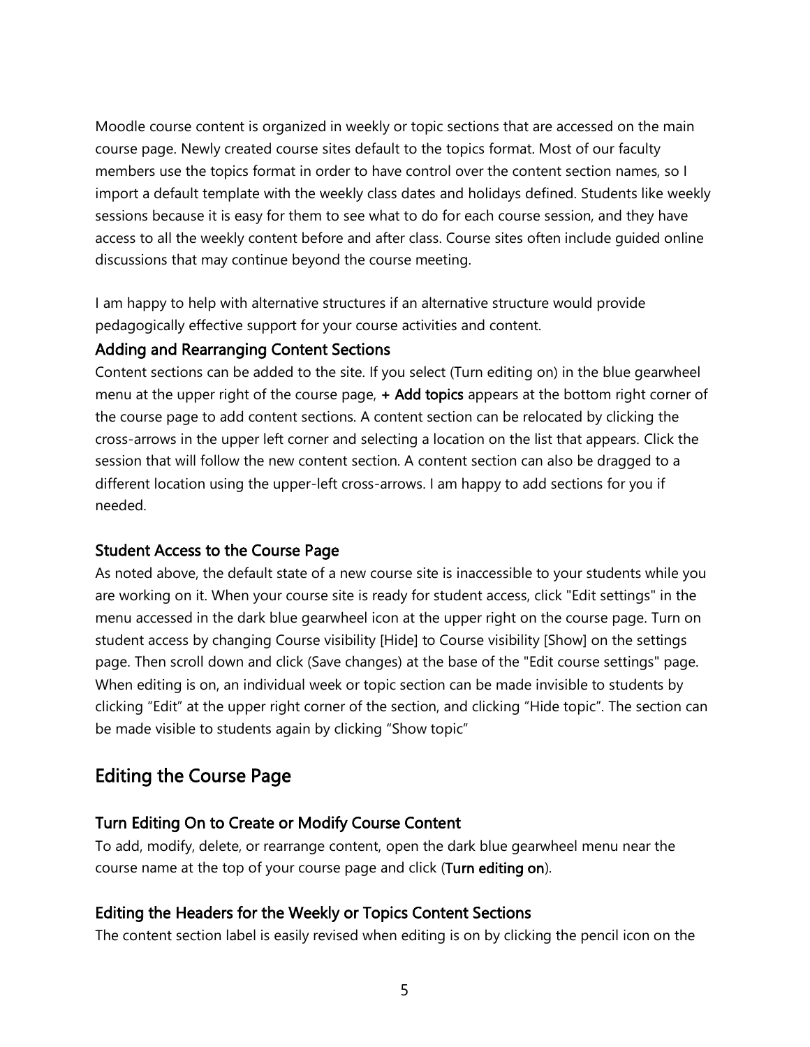Moodle course content is organized in weekly or topic sections that are accessed on the main course page. Newly created course sites default to the topics format. Most of our faculty members use the topics format in order to have control over the content section names, so I import a default template with the weekly class dates and holidays defined. Students like weekly sessions because it is easy for them to see what to do for each course session, and they have access to all the weekly content before and after class. Course sites often include guided online discussions that may continue beyond the course meeting.

I am happy to help with alternative structures if an alternative structure would provide pedagogically effective support for your course activities and content.

### Adding and Rearranging Content Sections

Content sections can be added to the site. If you select (Turn editing on) in the blue gearwheel menu at the upper right of the course page, **+ Add topics** appears at the bottom right corner of the course page to add content sections. A content section can be relocated by clicking the cross-arrows in the upper left corner and selecting a location on the list that appears. Click the session that will follow the new content section. A content section can also be dragged to a different location using the upper-left cross-arrows. I am happy to add sections for you if needed.

### Student Access to the Course Page

As noted above, the default state of a new course site is inaccessible to your students while you are working on it. When your course site is ready for student access, click "Edit settings" in the menu accessed in the dark blue gearwheel icon at the upper right on the course page. Turn on student access by changing Course visibility [Hide] to Course visibility [Show] on the settings page. Then scroll down and click (Save changes) at the base of the "Edit course settings" page. When editing is on, an individual week or topic section can be made invisible to students by clicking "Edit" at the upper right corner of the section, and clicking "Hide topic". The section can be made visible to students again by clicking "Show topic"

## Editing the Course Page

### Turn Editing On to Create or Modify Course Content

To add, modify, delete, or rearrange content, open the dark blue gearwheel menu near the course name at the top of your course page and click (**Turn editing on**).

### Editing the Headers for the Weekly or Topics Content Sections

The content section label is easily revised when editing is on by clicking the pencil icon on the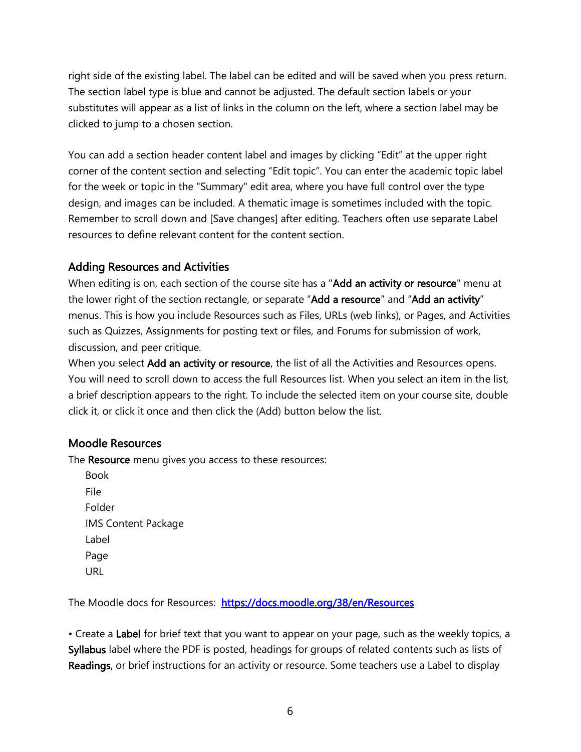right side of the existing label. The label can be edited and will be saved when you press return. The section label type is blue and cannot be adjusted. The default section labels or your substitutes will appear as a list of links in the column on the left, where a section label may be clicked to jump to a chosen section.

You can add a section header content label and images by clicking "Edit" at the upper right corner of the content section and selecting "Edit topic". You can enter the academic topic label for the week or topic in the "Summary" edit area, where you have full control over the type design, and images can be included. A thematic image is sometimes included with the topic. Remember to scroll down and [Save changes] after editing. Teachers often use separate Label resources to define relevant content for the content section.

## Adding Resources and Activities

When editing is on, each section of the course site has a "**Add an activity or resource**" menu at the lower right of the section rectangle, or separate "**Add a resource**" and "**Add an activity**" menus. This is how you include Resources such as Files, URLs (web links), or Pages, and Activities such as Quizzes, Assignments for posting text or files, and Forums for submission of work, discussion, and peer critique.

When you select **Add an activity or resource**, the list of all the Activities and Resources opens. You will need to scroll down to access the full Resources list. When you select an item in the list, a brief description appears to the right. To include the selected item on your course site, double click it, or click it once and then click the (Add) button below the list.

## Moodle Resources

The **Resource** menu gives you access to these resources:

- Book
- File
- Folder
- IMS Content Package
- Label
- Page
- URL

The Moodle docs for Resources: https://docs.moodle.org/38/en/Resources

• Create a **Label** for brief text that you want to appear on your page, such as the weekly topics, a **Syllabus** label where the PDF is posted, headings for groups of related contents such as lists of **Readings**, or brief instructions for an activity or resource. Some teachers use a Label to display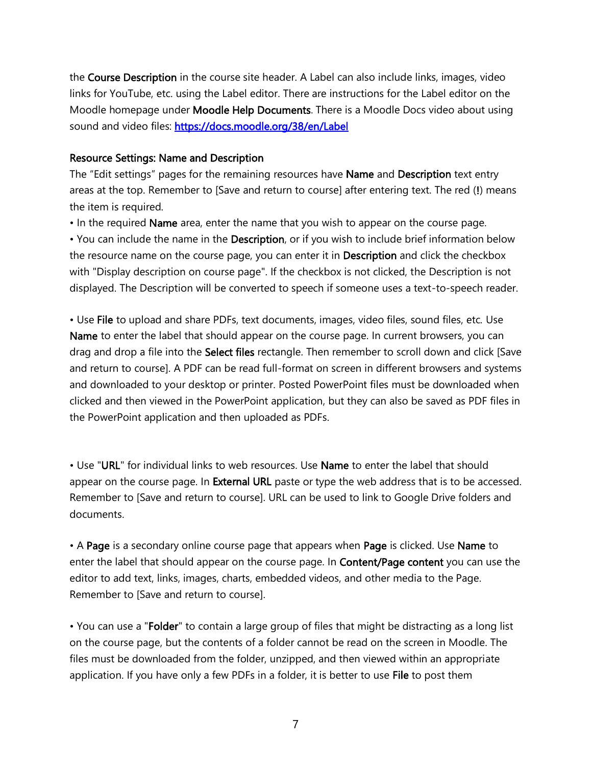the **Course Description** in the course site header. A Label can also include links, images, video links for YouTube, etc. using the Label editor. There are instructions for the Label editor on the Moodle homepage under **Moodle Help Documents**. There is a Moodle Docs video about using sound and video files: [https://docs.moodle.org/38/en/Label](https://docs.moodle.org/38/en/Label)

### Resource Settings: Name and Description

The "Edit settings" pages for the remaining resources have **Name** and **Description** text entry areas at the top. Remember to [Save and return to course] after entering text. The red (**!**) means the item is required.

• In the required **Name** area, enter the name that you wish to appear on the course page.
• You can include the name in the **Description**, or if you wish to include brief information below the resource name on the course page, you can enter it in **Description** and click the checkbox with "Display description on course page". If the checkbox is not clicked, the Description is not displayed. The Description will be converted to speech if someone uses a text-to-speech reader.

• Use **File** to upload and share PDFs, text documents, images, video files, sound files, etc. Use **Name** to enter the label that should appear on the course page. In current browsers, you can drag and drop a file into the **Select files** rectangle. Then remember to scroll down and click [Save and return to course]. A PDF can be read full-format on screen in different browsers and systems and downloaded to your desktop or printer. Posted PowerPoint files must be downloaded when clicked and then viewed in the PowerPoint application, but they can also be saved as PDF files in the PowerPoint application and then uploaded as PDFs.

• Use "**URL**" for individual links to web resources. Use **Name** to enter the label that should appear on the course page. In **External URL** paste or type the web address that is to be accessed. Remember to [Save and return to course]. URL can be used to link to Google Drive folders and documents.

• A **Page** is a secondary online course page that appears when **Page** is clicked. Use **Name** to enter the label that should appear on the course page. In **Content/Page content** you can use the editor to add text, links, images, charts, embedded videos, and other media to the Page. Remember to [Save and return to course].

• You can use a "**Folder**" to contain a large group of files that might be distracting as a long list on the course page, but the contents of a folder cannot be read on the screen in Moodle. The files must be downloaded from the folder, unzipped, and then viewed within an appropriate application. If you have only a few PDFs in a folder, it is better to use **File** to post them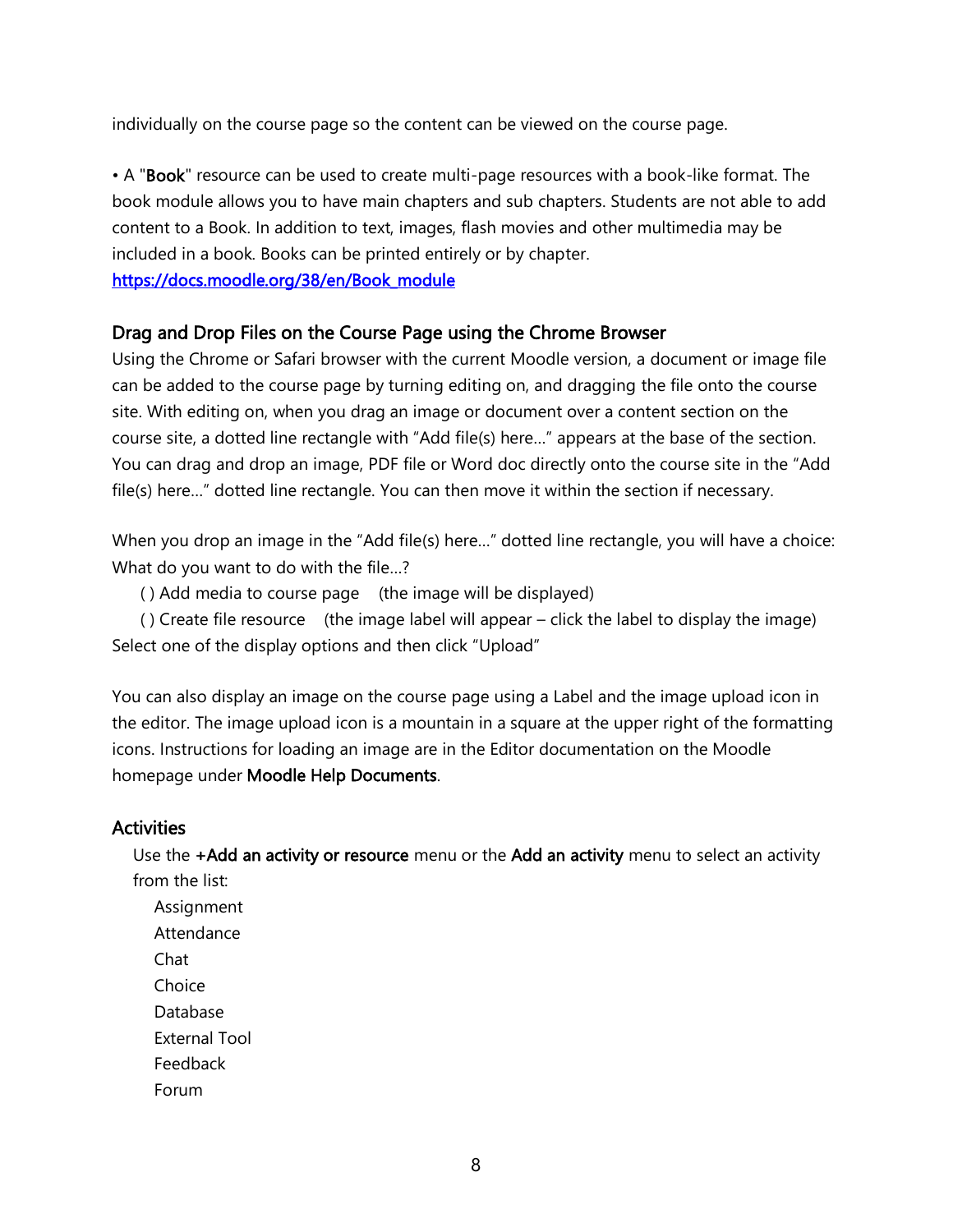individually on the course page so the content can be viewed on the course page.

• A "**Book**" resource can be used to create multi-page resources with a book-like format. The book module allows you to have main chapters and sub chapters. Students are not able to add content to a Book. In addition to text, images, flash movies and other multimedia may be included in a book. Books can be printed entirely or by chapter.
[https://docs.moodle.org/38/en/Book_module](https://docs.moodle.org/38/en/Book_module)

## Drag and Drop Files on the Course Page using the Chrome Browser

Using the Chrome or Safari browser with the current Moodle version, a document or image file can be added to the course page by turning editing on, and dragging the file onto the course site. With editing on, when you drag an image or document over a content section on the course site, a dotted line rectangle with "Add file(s) here…" appears at the base of the section. You can drag and drop an image, PDF file or Word doc directly onto the course site in the "Add file(s) here…" dotted line rectangle. You can then move it within the section if necessary.

When you drop an image in the "Add file(s) here…" dotted line rectangle, you will have a choice: What do you want to do with the file…?

( ) Add media to course page    (the image will be displayed)
( ) Create file resource    (the image label will appear – click the label to display the image)

Select one of the display options and then click "Upload"

You can also display an image on the course page using a Label and the image upload icon in the editor. The image upload icon is a mountain in a square at the upper right of the formatting icons. Instructions for loading an image are in the Editor documentation on the Moodle homepage under **Moodle Help Documents**.

## Activities

Use the **+Add an activity or resource** menu or the **Add an activity** menu to select an activity from the list:

- Assignment
- Attendance
- Chat
- Choice
- Database
- External Tool
- Feedback
- Forum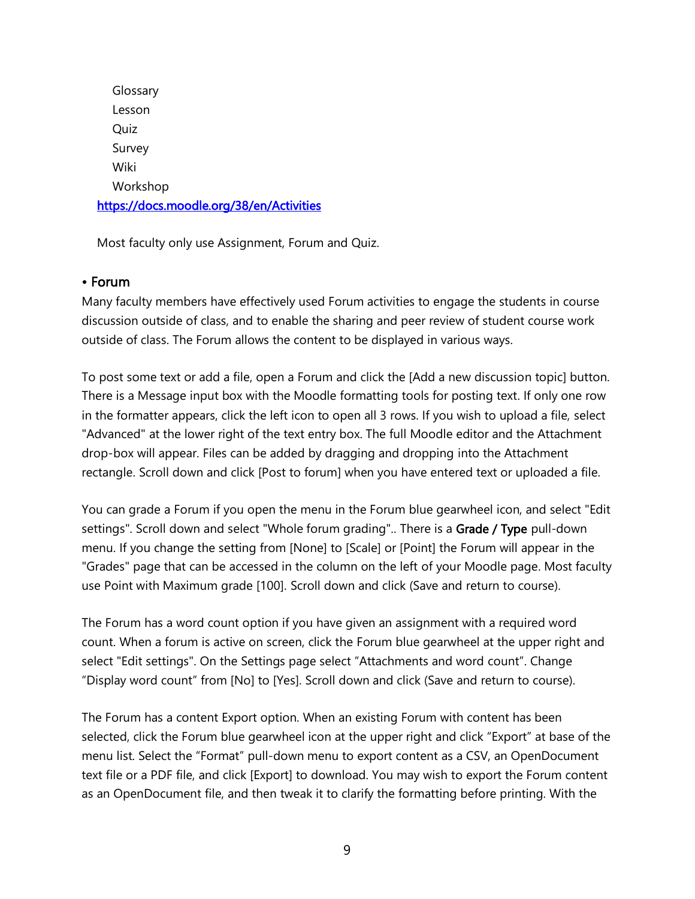Glossary
Lesson
Quiz
Survey
Wiki
Workshop

https://docs.moodle.org/38/en/Activities

Most faculty only use Assignment, Forum and Quiz.

### • Forum

Many faculty members have effectively used Forum activities to engage the students in course discussion outside of class, and to enable the sharing and peer review of student course work outside of class. The Forum allows the content to be displayed in various ways.

To post some text or add a file, open a Forum and click the [Add a new discussion topic] button. There is a Message input box with the Moodle formatting tools for posting text. If only one row in the formatter appears, click the left icon to open all 3 rows. If you wish to upload a file, select "Advanced" at the lower right of the text entry box. The full Moodle editor and the Attachment drop-box will appear. Files can be added by dragging and dropping into the Attachment rectangle. Scroll down and click [Post to forum] when you have entered text or uploaded a file.

You can grade a Forum if you open the menu in the Forum blue gearwheel icon, and select "Edit settings". Scroll down and select "Whole forum grading".. There is a **Grade / Type** pull-down menu. If you change the setting from [None] to [Scale] or [Point] the Forum will appear in the "Grades" page that can be accessed in the column on the left of your Moodle page. Most faculty use Point with Maximum grade [100]. Scroll down and click (Save and return to course).

The Forum has a word count option if you have given an assignment with a required word count. When a forum is active on screen, click the Forum blue gearwheel at the upper right and select "Edit settings". On the Settings page select "Attachments and word count". Change "Display word count" from [No] to [Yes]. Scroll down and click (Save and return to course).

The Forum has a content Export option. When an existing Forum with content has been selected, click the Forum blue gearwheel icon at the upper right and click "Export" at base of the menu list. Select the "Format" pull-down menu to export content as a CSV, an OpenDocument text file or a PDF file, and click [Export] to download. You may wish to export the Forum content as an OpenDocument file, and then tweak it to clarify the formatting before printing. With the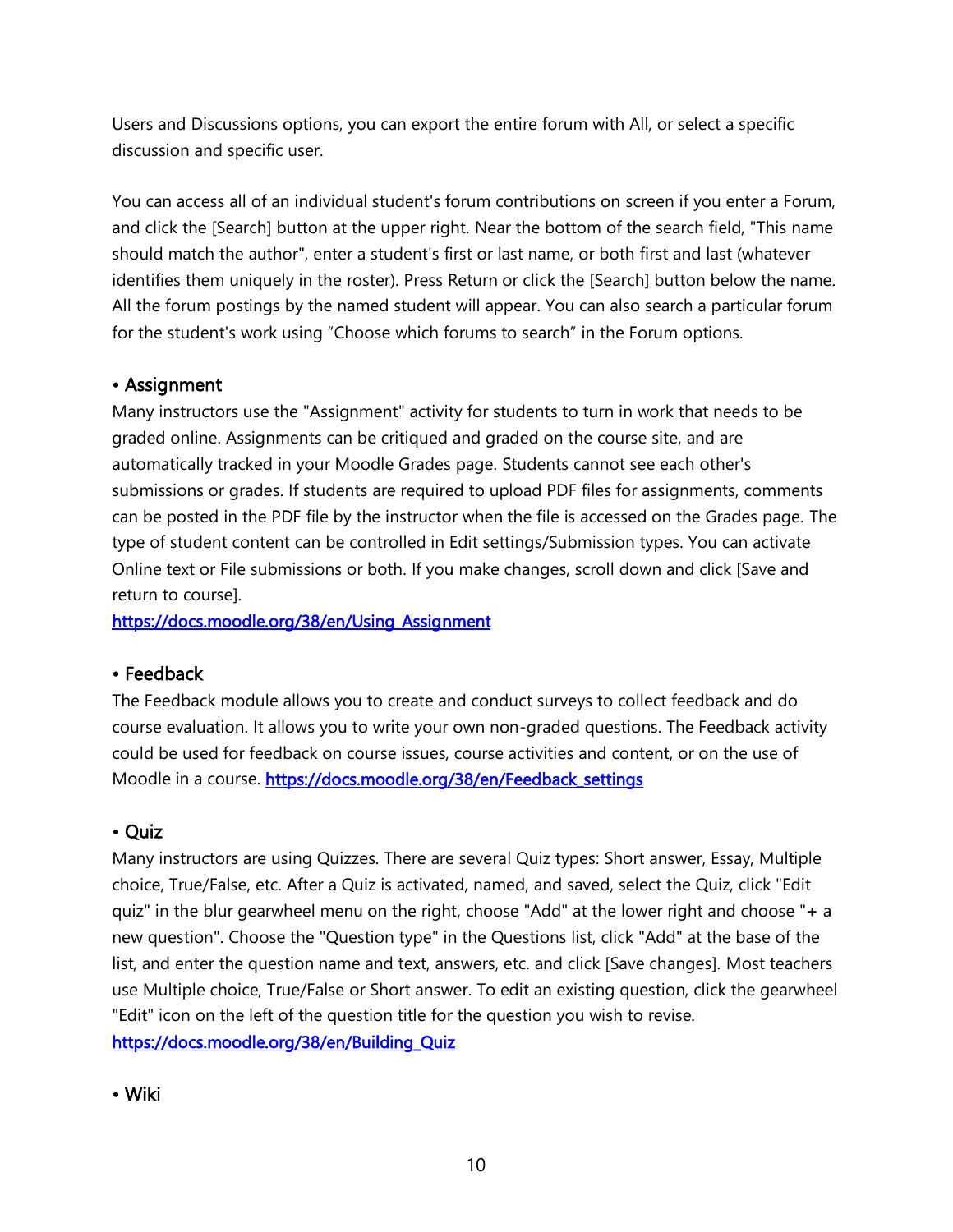Users and Discussions options, you can export the entire forum with All, or select a specific discussion and specific user.

You can access all of an individual student's forum contributions on screen if you enter a Forum, and click the [Search] button at the upper right. Near the bottom of the search field, "This name should match the author", enter a student's first or last name, or both first and last (whatever identifies them uniquely in the roster). Press Return or click the [Search] button below the name. All the forum postings by the named student will appear. You can also search a particular forum for the student's work using “Choose which forums to search” in the Forum options.

• **Assignment**

Many instructors use the "Assignment" activity for students to turn in work that needs to be graded online. Assignments can be critiqued and graded on the course site, and are automatically tracked in your Moodle Grades page. Students cannot see each other's submissions or grades. If students are required to upload PDF files for assignments, comments can be posted in the PDF file by the instructor when the file is accessed on the Grades page. The type of student content can be controlled in Edit settings/Submission types. You can activate Online text or File submissions or both. If you make changes, scroll down and click [Save and return to course].
https://docs.moodle.org/38/en/Using_Assignment

• **Feedback**

The Feedback module allows you to create and conduct surveys to collect feedback and do course evaluation. It allows you to write your own non-graded questions. The Feedback activity could be used for feedback on course issues, course activities and content, or on the use of Moodle in a course. https://docs.moodle.org/38/en/Feedback_settings

• **Quiz**

Many instructors are using Quizzes. There are several Quiz types: Short answer, Essay, Multiple choice, True/False, etc. After a Quiz is activated, named, and saved, select the Quiz, click "Edit quiz" in the blur gearwheel menu on the right, choose "Add" at the lower right and choose "+ a new question". Choose the "Question type" in the Questions list, click "Add" at the base of the list, and enter the question name and text, answers, etc. and click [Save changes]. Most teachers use Multiple choice, True/False or Short answer. To edit an existing question, click the gearwheel "Edit" icon on the left of the question title for the question you wish to revise.
https://docs.moodle.org/38/en/Building_Quiz

• **Wiki**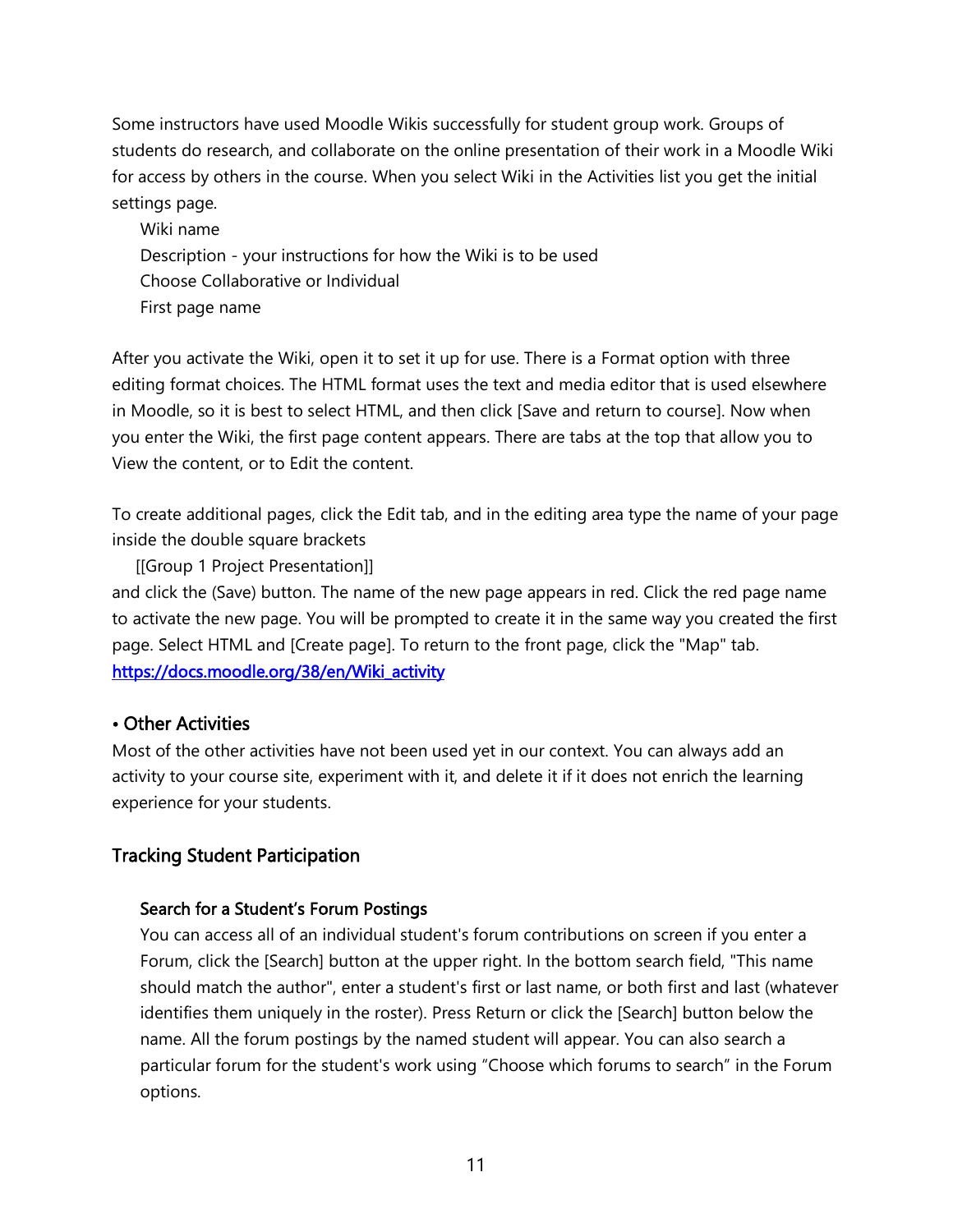Some instructors have used Moodle Wikis successfully for student group work. Groups of students do research, and collaborate on the online presentation of their work in a Moodle Wiki for access by others in the course. When you select Wiki in the Activities list you get the initial settings page.

Wiki name
Description - your instructions for how the Wiki is to be used
Choose Collaborative or Individual
First page name

After you activate the Wiki, open it to set it up for use. There is a Format option with three editing format choices. The HTML format uses the text and media editor that is used elsewhere in Moodle, so it is best to select HTML, and then click [Save and return to course]. Now when you enter the Wiki, the first page content appears. There are tabs at the top that allow you to View the content, or to Edit the content.

To create additional pages, click the Edit tab, and in the editing area type the name of your page inside the double square brackets

[[Group 1 Project Presentation]]

and click the (Save) button. The name of the new page appears in red. Click the red page name to activate the new page. You will be prompted to create it in the same way you created the first page. Select HTML and [Create page]. To return to the front page, click the "Map" tab.
[https://docs.moodle.org/38/en/Wiki_activity](https://docs.moodle.org/38/en/Wiki_activity)

### • Other Activities

Most of the other activities have not been used yet in our context. You can always add an activity to your course site, experiment with it, and delete it if it does not enrich the learning experience for your students.

## Tracking Student Participation

### Search for a Student's Forum Postings

You can access all of an individual student's forum contributions on screen if you enter a Forum, click the [Search] button at the upper right. In the bottom search field, "This name should match the author", enter a student's first or last name, or both first and last (whatever identifies them uniquely in the roster). Press Return or click the [Search] button below the name. All the forum postings by the named student will appear. You can also search a particular forum for the student's work using "Choose which forums to search" in the Forum options.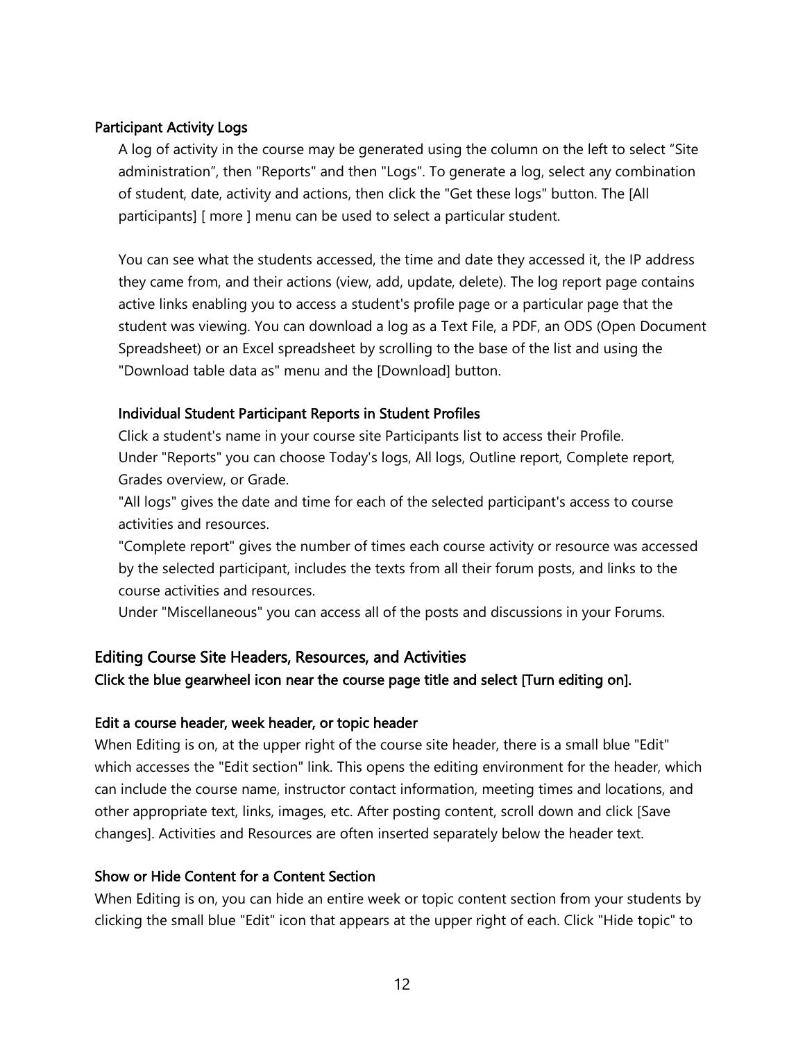### Participant Activity Logs

A log of activity in the course may be generated using the column on the left to select "Site administration", then "Reports" and then "Logs". To generate a log, select any combination of student, date, activity and actions, then click the "Get these logs" button. The [All participants] [ more ] menu can be used to select a particular student.

You can see what the students accessed, the time and date they accessed it, the IP address they came from, and their actions (view, add, update, delete). The log report page contains active links enabling you to access a student's profile page or a particular page that the student was viewing. You can download a log as a Text File, a PDF, an ODS (Open Document Spreadsheet) or an Excel spreadsheet by scrolling to the base of the list and using the "Download table data as" menu and the [Download] button.

#### Individual Student Participant Reports in Student Profiles

Click a student's name in your course site Participants list to access their Profile.
Under "Reports" you can choose Today's logs, All logs, Outline report, Complete report, Grades overview, or Grade.
"All logs" gives the date and time for each of the selected participant's access to course activities and resources.
"Complete report" gives the number of times each course activity or resource was accessed by the selected participant, includes the texts from all their forum posts, and links to the course activities and resources.
Under "Miscellaneous" you can access all of the posts and discussions in your Forums.

## Editing Course Site Headers, Resources, and Activities

**Click the blue gearwheel icon near the course page title and select [Turn editing on].**

### Edit a course header, week header, or topic header

When Editing is on, at the upper right of the course site header, there is a small blue "Edit" which accesses the "Edit section" link. This opens the editing environment for the header, which can include the course name, instructor contact information, meeting times and locations, and other appropriate text, links, images, etc. After posting content, scroll down and click [Save changes]. Activities and Resources are often inserted separately below the header text.

### Show or Hide Content for a Content Section

When Editing is on, you can hide an entire week or topic content section from your students by clicking the small blue "Edit" icon that appears at the upper right of each. Click "Hide topic" to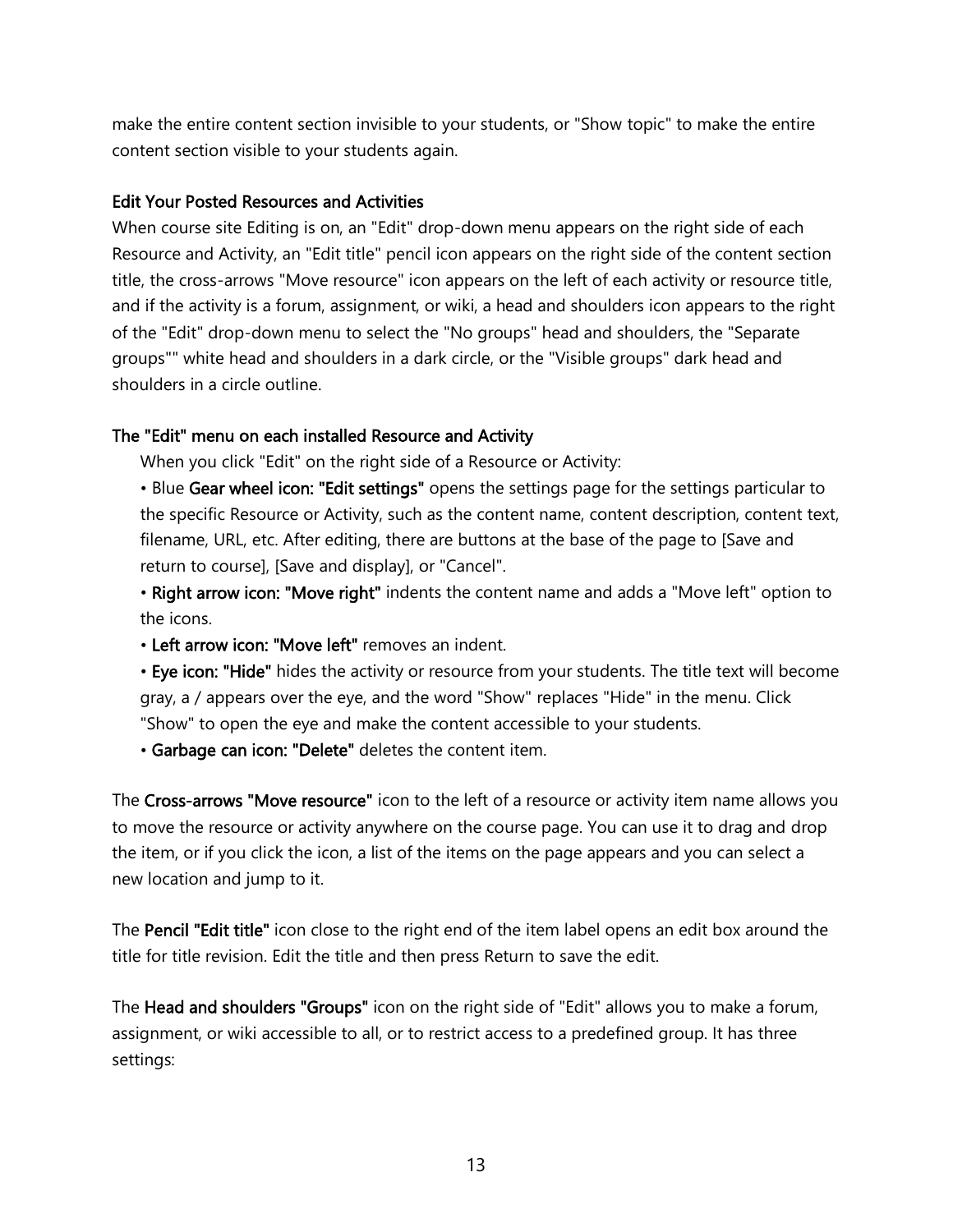make the entire content section invisible to your students, or "Show topic" to make the entire content section visible to your students again.

### Edit Your Posted Resources and Activities

When course site Editing is on, an "Edit" drop-down menu appears on the right side of each Resource and Activity, an "Edit title" pencil icon appears on the right side of the content section title, the cross-arrows "Move resource" icon appears on the left of each activity or resource title, and if the activity is a forum, assignment, or wiki, a head and shoulders icon appears to the right of the "Edit" drop-down menu to select the "No groups" head and shoulders, the "Separate groups"" white head and shoulders in a dark circle, or the "Visible groups" dark head and shoulders in a circle outline.

### The "Edit" menu on each installed Resource and Activity

When you click "Edit" on the right side of a Resource or Activity:

- Blue **Gear wheel icon: "Edit settings"** opens the settings page for the settings particular to the specific Resource or Activity, such as the content name, content description, content text, filename, URL, etc. After editing, there are buttons at the base of the page to [Save and return to course], [Save and display], or "Cancel".
- **Right arrow icon: "Move right"** indents the content name and adds a "Move left" option to the icons.
- **Left arrow icon: "Move left"** removes an indent.
- **Eye icon: "Hide"** hides the activity or resource from your students. The title text will become gray, a / appears over the eye, and the word "Show" replaces "Hide" in the menu. Click "Show" to open the eye and make the content accessible to your students.
- **Garbage can icon: "Delete"** deletes the content item.

The **Cross-arrows "Move resource"** icon to the left of a resource or activity item name allows you to move the resource or activity anywhere on the course page. You can use it to drag and drop the item, or if you click the icon, a list of the items on the page appears and you can select a new location and jump to it.

The **Pencil "Edit title"** icon close to the right end of the item label opens an edit box around the title for title revision. Edit the title and then press Return to save the edit.

The **Head and shoulders "Groups"** icon on the right side of "Edit" allows you to make a forum, assignment, or wiki accessible to all, or to restrict access to a predefined group. It has three settings: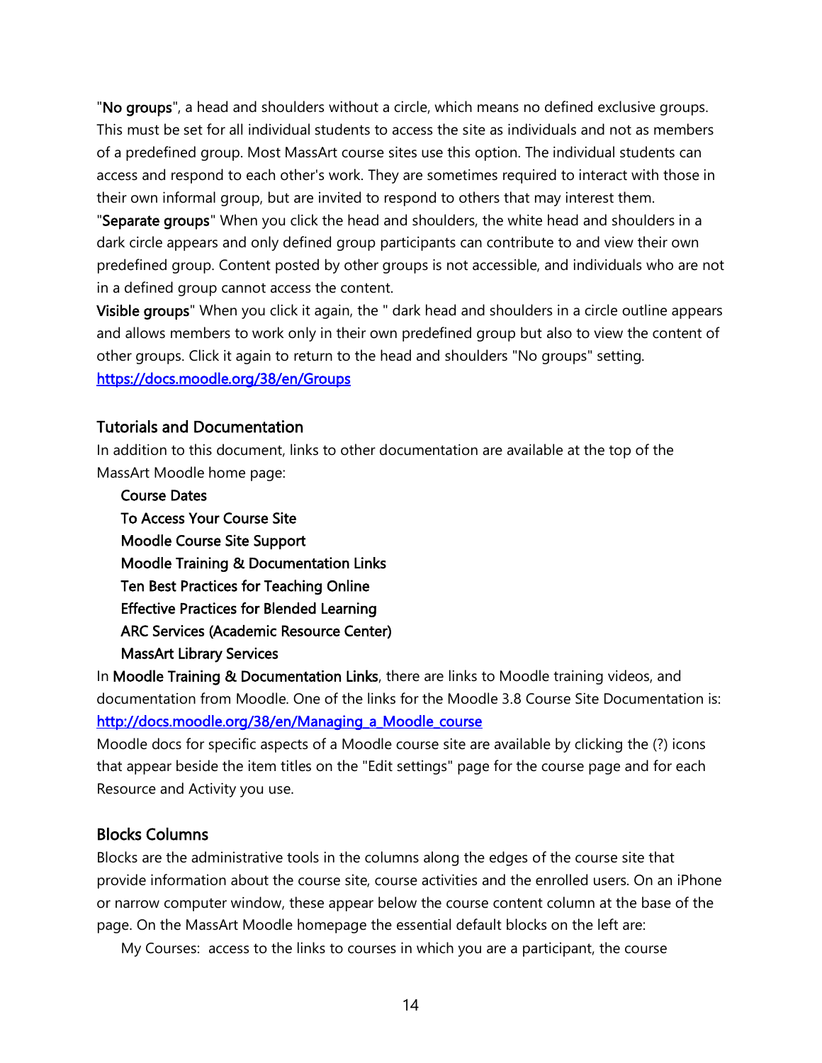"**No groups**", a head and shoulders without a circle, which means no defined exclusive groups. This must be set for all individual students to access the site as individuals and not as members of a predefined group. Most MassArt course sites use this option. The individual students can access and respond to each other's work. They are sometimes required to interact with those in their own informal group, but are invited to respond to others that may interest them.
"**Separate groups**" When you click the head and shoulders, the white head and shoulders in a dark circle appears and only defined group participants can contribute to and view their own predefined group. Content posted by other groups is not accessible, and individuals who are not in a defined group cannot access the content.
**Visible groups**" When you click it again, the " dark head and shoulders in a circle outline appears and allows members to work only in their own predefined group but also to view the content of other groups. Click it again to return to the head and shoulders "No groups" setting.
https://docs.moodle.org/38/en/Groups

## Tutorials and Documentation

In addition to this document, links to other documentation are available at the top of the MassArt Moodle home page:

- Course Dates
- To Access Your Course Site
- Moodle Course Site Support
- Moodle Training & Documentation Links
- Ten Best Practices for Teaching Online
- Effective Practices for Blended Learning
- ARC Services (Academic Resource Center)
- MassArt Library Services

In **Moodle Training & Documentation Links**, there are links to Moodle training videos, and documentation from Moodle. One of the links for the Moodle 3.8 Course Site Documentation is:
http://docs.moodle.org/38/en/Managing_a_Moodle_course
Moodle docs for specific aspects of a Moodle course site are available by clicking the (?) icons that appear beside the item titles on the "Edit settings" page for the course page and for each Resource and Activity you use.

## Blocks Columns

Blocks are the administrative tools in the columns along the edges of the course site that provide information about the course site, course activities and the enrolled users. On an iPhone or narrow computer window, these appear below the course content column at the base of the page. On the MassArt Moodle homepage the essential default blocks on the left are:

My Courses: access to the links to courses in which you are a participant, the course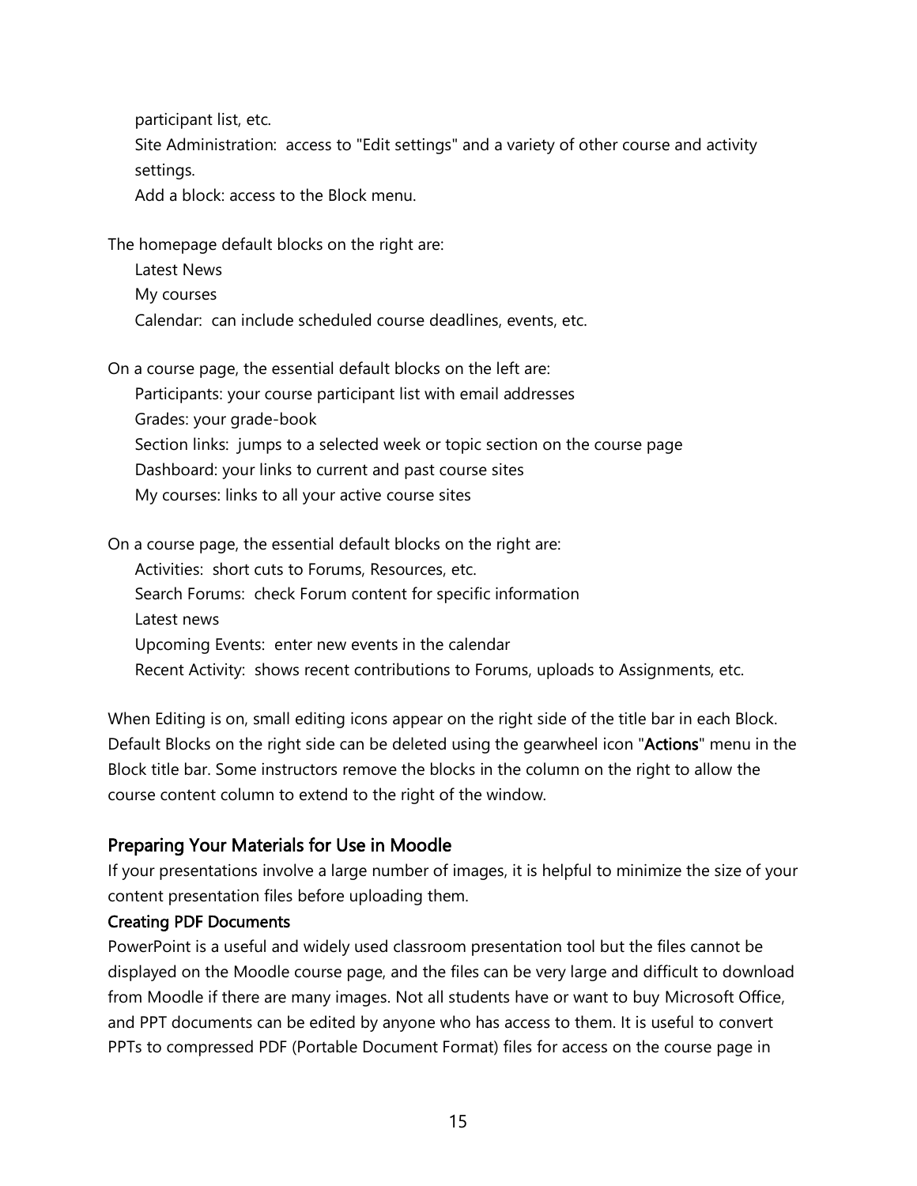participant list, etc.

Site Administration: access to "Edit settings" and a variety of other course and activity settings.

Add a block: access to the Block menu.

The homepage default blocks on the right are:

- Latest News
- My courses
- Calendar: can include scheduled course deadlines, events, etc.

On a course page, the essential default blocks on the left are:

- Participants: your course participant list with email addresses
- Grades: your grade-book
- Section links: jumps to a selected week or topic section on the course page
- Dashboard: your links to current and past course sites
- My courses: links to all your active course sites

On a course page, the essential default blocks on the right are:

- Activities: short cuts to Forums, Resources, etc.
- Search Forums: check Forum content for specific information
- Latest news
- Upcoming Events: enter new events in the calendar
- Recent Activity: shows recent contributions to Forums, uploads to Assignments, etc.

When Editing is on, small editing icons appear on the right side of the title bar in each Block. Default Blocks on the right side can be deleted using the gearwheel icon "**Actions**" menu in the Block title bar. Some instructors remove the blocks in the column on the right to allow the course content column to extend to the right of the window.

## Preparing Your Materials for Use in Moodle

If your presentations involve a large number of images, it is helpful to minimize the size of your content presentation files before uploading them.

### Creating PDF Documents

PowerPoint is a useful and widely used classroom presentation tool but the files cannot be displayed on the Moodle course page, and the files can be very large and difficult to download from Moodle if there are many images. Not all students have or want to buy Microsoft Office, and PPT documents can be edited by anyone who has access to them. It is useful to convert PPTs to compressed PDF (Portable Document Format) files for access on the course page in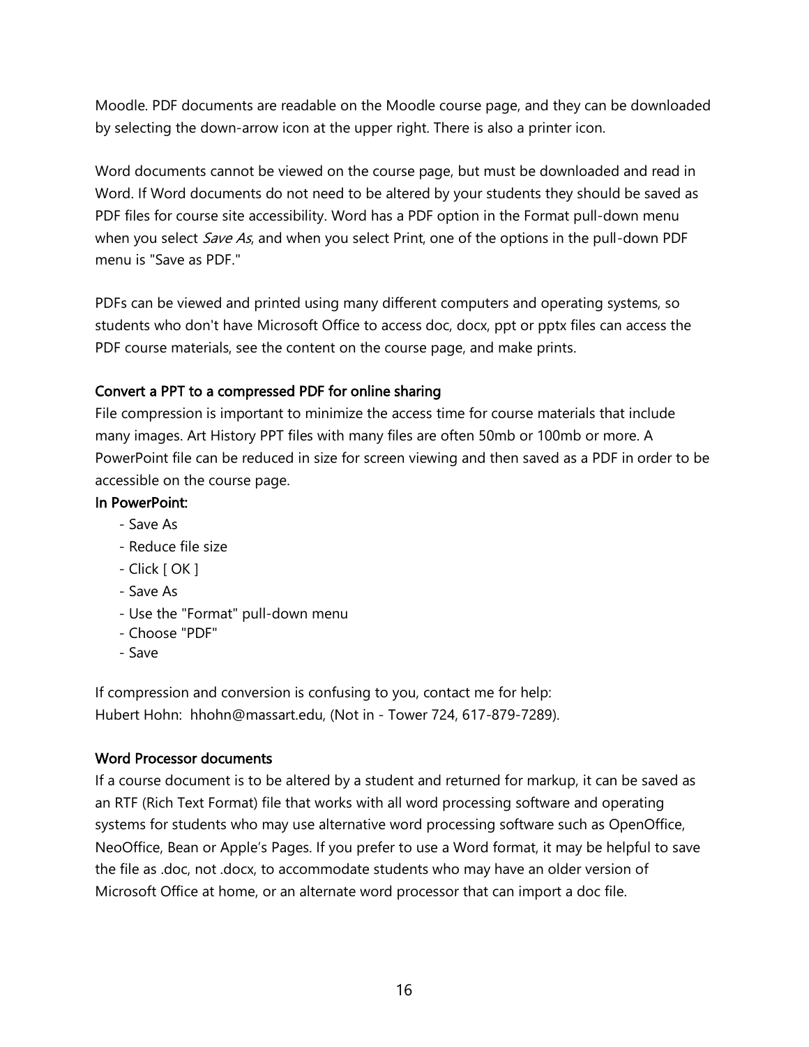Moodle. PDF documents are readable on the Moodle course page, and they can be downloaded by selecting the down-arrow icon at the upper right. There is also a printer icon.

Word documents cannot be viewed on the course page, but must be downloaded and read in Word. If Word documents do not need to be altered by your students they should be saved as PDF files for course site accessibility. Word has a PDF option in the Format pull-down menu when you select *Save As*, and when you select Print, one of the options in the pull-down PDF menu is "Save as PDF."

PDFs can be viewed and printed using many different computers and operating systems, so students who don't have Microsoft Office to access doc, docx, ppt or pptx files can access the PDF course materials, see the content on the course page, and make prints.

### Convert a PPT to a compressed PDF for online sharing

File compression is important to minimize the access time for course materials that include many images. Art History PPT files with many files are often 50mb or 100mb or more. A PowerPoint file can be reduced in size for screen viewing and then saved as a PDF in order to be accessible on the course page.

**In PowerPoint:**

- Save As
- Reduce file size
- Click [ OK ]
- Save As
- Use the "Format" pull-down menu
- Choose "PDF"
- Save

If compression and conversion is confusing to you, contact me for help:
Hubert Hohn: hhohn@massart.edu, (Not in - Tower 724, 617-879-7289).

### Word Processor documents

If a course document is to be altered by a student and returned for markup, it can be saved as an RTF (Rich Text Format) file that works with all word processing software and operating systems for students who may use alternative word processing software such as OpenOffice, NeoOffice, Bean or Apple's Pages. If you prefer to use a Word format, it may be helpful to save the file as .doc, not .docx, to accommodate students who may have an older version of Microsoft Office at home, or an alternate word processor that can import a doc file.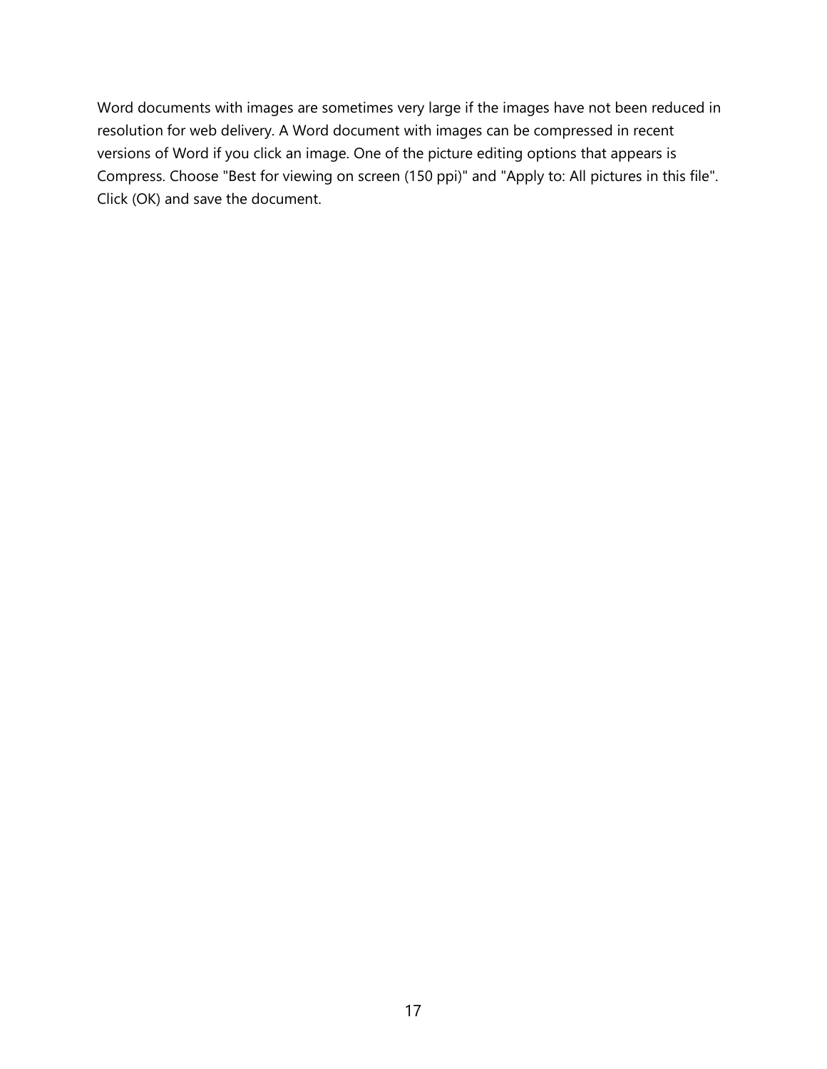Word documents with images are sometimes very large if the images have not been reduced in resolution for web delivery. A Word document with images can be compressed in recent versions of Word if you click an image. One of the picture editing options that appears is Compress. Choose "Best for viewing on screen (150 ppi)" and "Apply to: All pictures in this file". Click (OK) and save the document.